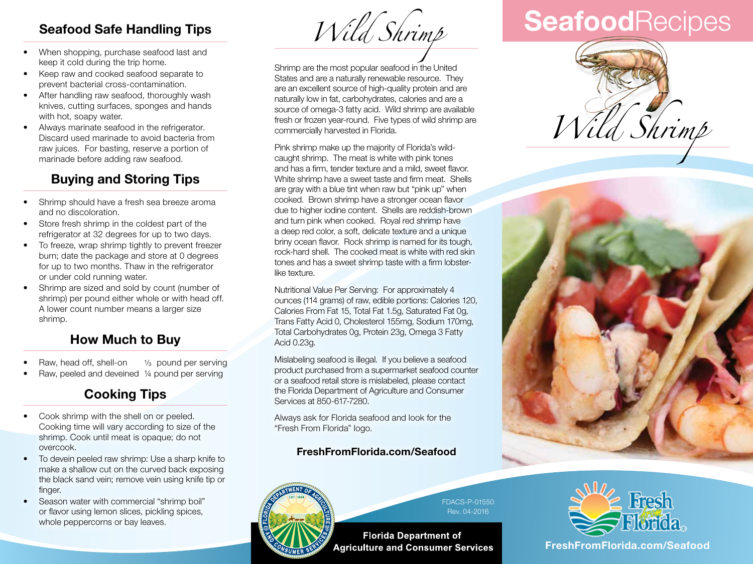## Seafood Safe Handling Tips

- When shopping, purchase seafood last and keep it cold during the trip home.
- Keep raw and cooked seafood separate to prevent bacterial cross-contamination.
- After handling raw seafood, thoroughly wash knives, cutting surfaces, sponges and hands with hot, soapy water.
- Always marinate seafood in the refrigerator. Discard used marinade to avoid bacteria from raw juices. For basting, reserve a portion of marinade before adding raw seafood.

## Buying and Storing Tips

- Shrimp should have a fresh sea breeze aroma and no discoloration.
- Store fresh shrimp in the coldest part of the refrigerator at 32 degrees for up to two days.
- To freeze, wrap shrimp tightly to prevent freezer burn; date the package and store at 0 degrees for up to two months. Thaw in the refrigerator or under cold running water.
- Shrimp are sized and sold by count (number of shrimp) per pound either whole or with head off. A lower count number means a larger size shrimp.

## How Much to Buy

- Raw, head off, shell-on ⅓ pound per serving
- Raw, peeled and deveined ¼ pound per serving

## Cooking Tips

- Cook shrimp with the shell on or peeled. Cooking time will vary according to size of the shrimp. Cook until meat is opaque; do not overcook.
- To devein peeled raw shrimp: Use a sharp knife to make a shallow cut on the curved back exposing the black sand vein; remove vein using knife tip or finger.
- Season water with commercial "shrimp boil" or flavor using lemon slices, pickling spices, whole peppercorns or bay leaves.

# *Wild Shrimp*

Shrimp are the most popular seafood in the United States and are a naturally renewable resource. They are an excellent source of high-quality protein and are naturally low in fat, carbohydrates, calories and are a source of omega-3 fatty acid. Wild shrimp are available fresh or frozen year-round. Five types of wild shrimp are commercially harvested in Florida.

Pink shrimp make up the majority of Florida's wild-caught shrimp. The meat is white with pink tones and has a firm, tender texture and a mild, sweet flavor. White shrimp have a sweet taste and firm meat. Shells are gray with a blue tint when raw but "pink up" when cooked. Brown shrimp have a stronger ocean flavor due to higher iodine content. Shells are reddish-brown and turn pink when cooked. Royal red shrimp have a deep red color, a soft, delicate texture and a unique briny ocean flavor. Rock shrimp is named for its tough, rock-hard shell. The cooked meat is white with red skin tones and has a sweet shrimp taste with a firm lobster-like texture.

Nutritional Value Per Serving: For approximately 4 ounces (114 grams) of raw, edible portions: Calories 120, Calories From Fat 15, Total Fat 1.5g, Saturated Fat 0g, Trans Fatty Acid 0, Cholesterol 155mg, Sodium 170mg, Total Carbohydrates 0g, Protein 23g, Omega 3 Fatty Acid 0.23g.

Mislabeling seafood is illegal. If you believe a seafood product purchased from a supermarket seafood counter or a seafood retail store is mislabeled, please contact the Florida Department of Agriculture and Consumer Services at 850-617-7280.

Always ask for Florida seafood and look for the "Fresh From Florida" logo.

**FreshFromFlorida.com/Seafood**

FDACS-P-01550
Rev. 04-2016

**Florida Department of Agriculture and Consumer Services**

# **Seafood**Recipes

# *Wild Shrimp*

**FreshFromFlorida.com/Seafood**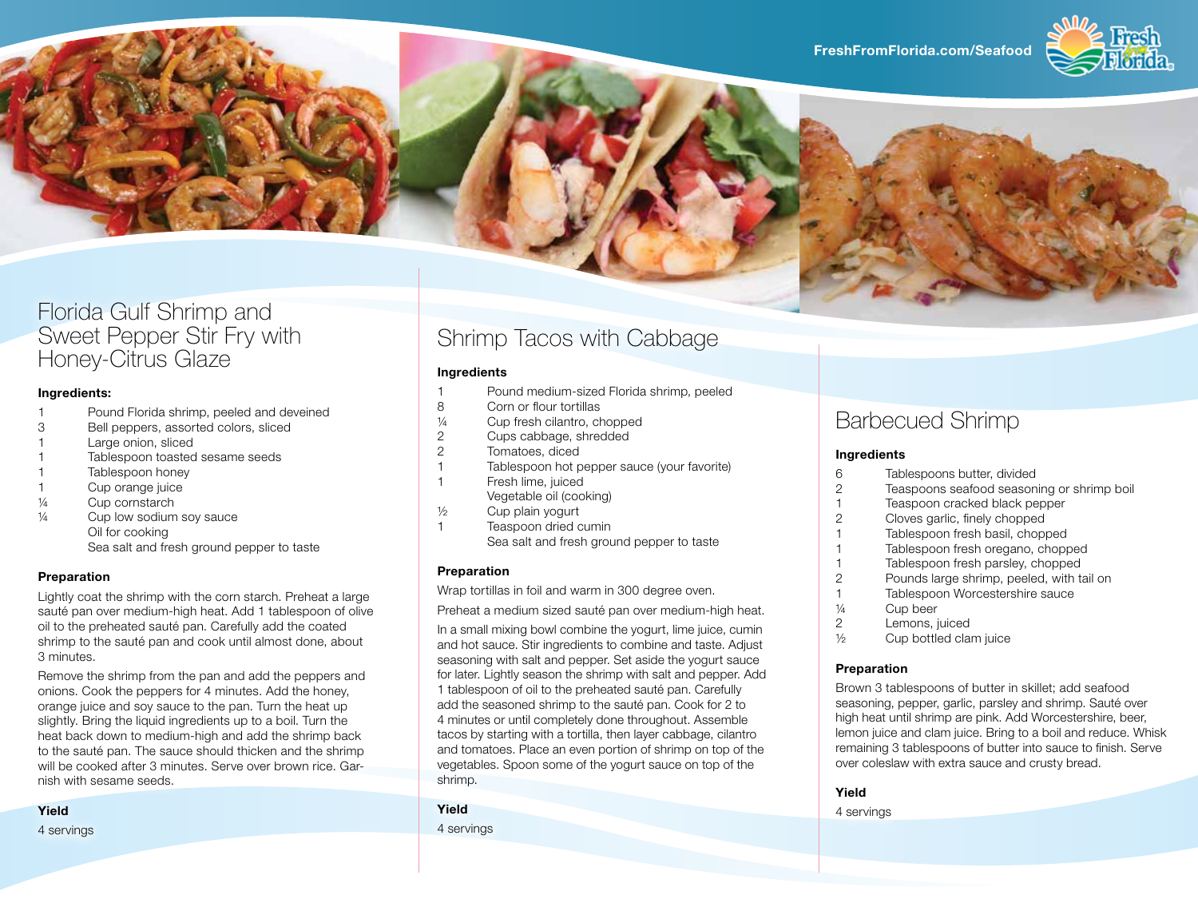FreshFromFlorida.com/Seafood

# Florida Gulf Shrimp and Sweet Pepper Stir Fry with Honey-Citrus Glaze

**Ingredients:**

| | |
|---|---|
| 1 | Pound Florida shrimp, peeled and deveined |
| 3 | Bell peppers, assorted colors, sliced |
| 1 | Large onion, sliced |
| 1 | Tablespoon toasted sesame seeds |
| 1 | Tablespoon honey |
| 1 | Cup orange juice |
| ¼ | Cup cornstarch |
| ¼ | Cup low sodium soy sauce |
| | Oil for cooking |
| | Sea salt and fresh ground pepper to taste |

**Preparation**

Lightly coat the shrimp with the corn starch. Preheat a large sauté pan over medium-high heat. Add 1 tablespoon of olive oil to the preheated sauté pan. Carefully add the coated shrimp to the sauté pan and cook until almost done, about 3 minutes.

Remove the shrimp from the pan and add the peppers and onions. Cook the peppers for 4 minutes. Add the honey, orange juice and soy sauce to the pan. Turn the heat up slightly. Bring the liquid ingredients up to a boil. Turn the heat back down to medium-high and add the shrimp back to the sauté pan. The sauce should thicken and the shrimp will be cooked after 3 minutes. Serve over brown rice. Garnish with sesame seeds.

**Yield**

4 servings

# Shrimp Tacos with Cabbage

**Ingredients**

| | |
|---|---|
| 1 | Pound medium-sized Florida shrimp, peeled |
| 8 | Corn or flour tortillas |
| ¼ | Cup fresh cilantro, chopped |
| 2 | Cups cabbage, shredded |
| 2 | Tomatoes, diced |
| 1 | Tablespoon hot pepper sauce (your favorite) |
| 1 | Fresh lime, juiced |
| | Vegetable oil (cooking) |
| ½ | Cup plain yogurt |
| 1 | Teaspoon dried cumin |
| | Sea salt and fresh ground pepper to taste |

**Preparation**

Wrap tortillas in foil and warm in 300 degree oven.

Preheat a medium sized sauté pan over medium-high heat.

In a small mixing bowl combine the yogurt, lime juice, cumin and hot sauce. Stir ingredients to combine and taste. Adjust seasoning with salt and pepper. Set aside the yogurt sauce for later. Lightly season the shrimp with salt and pepper. Add 1 tablespoon of oil to the preheated sauté pan. Carefully add the seasoned shrimp to the sauté pan. Cook for 2 to 4 minutes or until completely done throughout. Assemble tacos by starting with a tortilla, then layer cabbage, cilantro and tomatoes. Place an even portion of shrimp on top of the vegetables. Spoon some of the yogurt sauce on top of the shrimp.

**Yield**

4 servings

# Barbecued Shrimp

**Ingredients**

| | |
|---|---|
| 6 | Tablespoons butter, divided |
| 2 | Teaspoons seafood seasoning or shrimp boil |
| 1 | Teaspoon cracked black pepper |
| 2 | Cloves garlic, finely chopped |
| 1 | Tablespoon fresh basil, chopped |
| 1 | Tablespoon fresh oregano, chopped |
| 1 | Tablespoon fresh parsley, chopped |
| 2 | Pounds large shrimp, peeled, with tail on |
| 1 | Tablespoon Worcestershire sauce |
| ¼ | Cup beer |
| 2 | Lemons, juiced |
| ½ | Cup bottled clam juice |

**Preparation**

Brown 3 tablespoons of butter in skillet; add seafood seasoning, pepper, garlic, parsley and shrimp. Sauté over high heat until shrimp are pink. Add Worcestershire, beer, lemon juice and clam juice. Bring to a boil and reduce. Whisk remaining 3 tablespoons of butter into sauce to finish. Serve over coleslaw with extra sauce and crusty bread.

**Yield**

4 servings